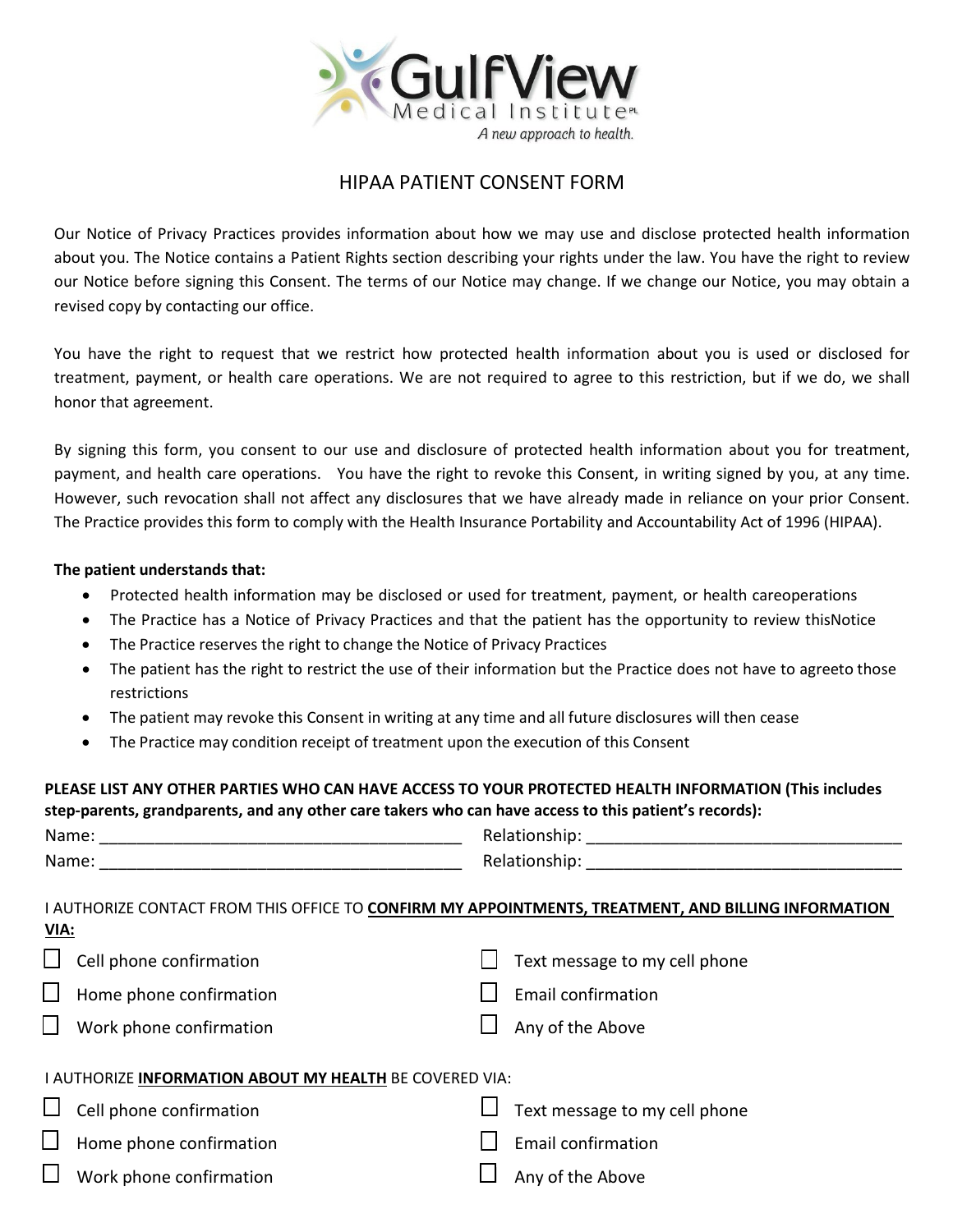GulfView Medical Institute

*A new approach to health.*

# HIPAA PATIENT CONSENT FORM

Our Notice of Privacy Practices provides information about how we may use and disclose protected health information about you. The Notice contains a Patient Rights section describing your rights under the law. You have the right to review our Notice before signing this Consent. The terms of our Notice may change. If we change our Notice, you may obtain a revised copy by contacting our office.

You have the right to request that we restrict how protected health information about you is used or disclosed for treatment, payment, or health care operations. We are not required to agree to this restriction, but if we do, we shall honor that agreement.

By signing this form, you consent to our use and disclosure of protected health information about you for treatment, payment, and health care operations. You have the right to revoke this Consent, in writing signed by you, at any time. However, such revocation shall not affect any disclosures that we have already made in reliance on your prior Consent. The Practice provides this form to comply with the Health Insurance Portability and Accountability Act of 1996 (HIPAA).

**The patient understands that:**

- Protected health information may be disclosed or used for treatment, payment, or health careoperations
- The Practice has a Notice of Privacy Practices and that the patient has the opportunity to review thisNotice
- The Practice reserves the right to change the Notice of Privacy Practices
- The patient has the right to restrict the use of their information but the Practice does not have to agreeto those restrictions
- The patient may revoke this Consent in writing at any time and all future disclosures will then cease
- The Practice may condition receipt of treatment upon the execution of this Consent

**PLEASE LIST ANY OTHER PARTIES WHO CAN HAVE ACCESS TO YOUR PROTECTED HEALTH INFORMATION (This includes step-parents, grandparents, and any other care takers who can have access to this patient's records):**

Name: ________________________________________ Relationship: ___________________________________

Name: ________________________________________ Relationship: ___________________________________

I AUTHORIZE CONTACT FROM THIS OFFICE TO **CONFIRM MY APPOINTMENTS, TREATMENT, AND BILLING INFORMATION VIA:**

- ☐ Cell phone confirmation
- ☐ Home phone confirmation
- ☐ Work phone confirmation
- ☐ Text message to my cell phone
- ☐ Email confirmation
- ☐ Any of the Above

I AUTHORIZE **INFORMATION ABOUT MY HEALTH** BE COVERED VIA:

- ☐ Cell phone confirmation
- ☐ Home phone confirmation
- ☐ Work phone confirmation
- ☐ Text message to my cell phone
- ☐ Email confirmation
- ☐ Any of the Above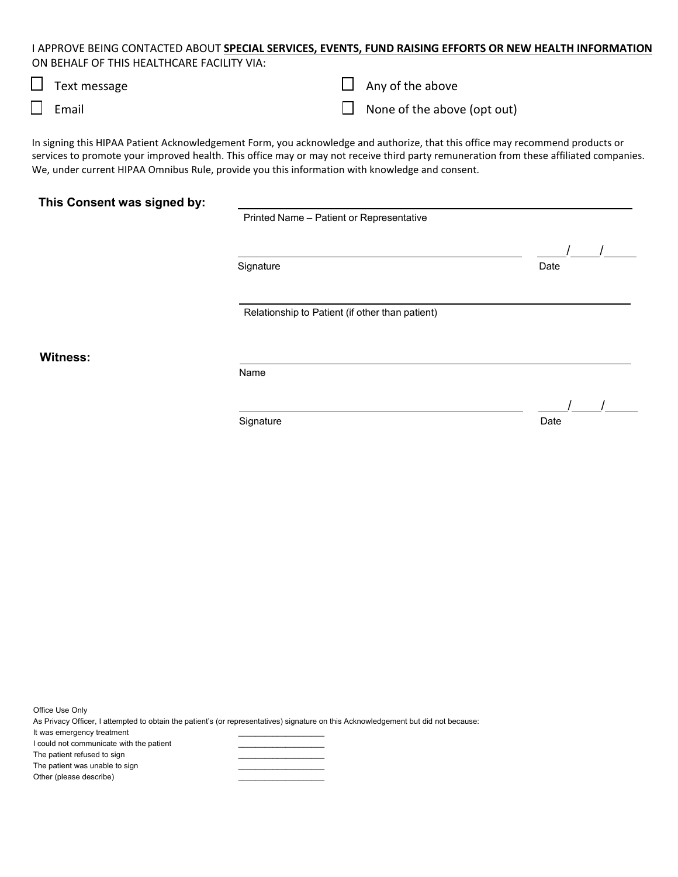I APPROVE BEING CONTACTED ABOUT **SPECIAL SERVICES, EVENTS, FUND RAISING EFFORTS OR NEW HEALTH INFORMATION** ON BEHALF OF THIS HEALTHCARE FACILITY VIA:

- ☐ Text message
- ☐ Email
- ☐ Any of the above
- ☐ None of the above (opt out)

In signing this HIPAA Patient Acknowledgement Form, you acknowledge and authorize, that this office may recommend products or services to promote your improved health. This office may or may not receive third party remuneration from these affiliated companies. We, under current HIPAA Omnibus Rule, provide you this information with knowledge and consent.

**This Consent was signed by:**

______________________________________________
Printed Name – Patient or Representative

______________________________________________ \_\_\_\_\_/\_\_\_\_\_/\_\_\_\_\_
Signature Date

______________________________________________
Relationship to Patient (if other than patient)

**Witness:**

______________________________________________
Name

______________________________________________ \_\_\_\_\_/\_\_\_\_\_/\_\_\_\_\_
Signature Date

Office Use Only

As Privacy Officer, I attempted to obtain the patient's (or representatives) signature on this Acknowledgement but did not because:

It was emergency treatment ___________________

I could not communicate with the patient ___________________

The patient refused to sign ___________________

The patient was unable to sign ___________________

Other (please describe) ___________________